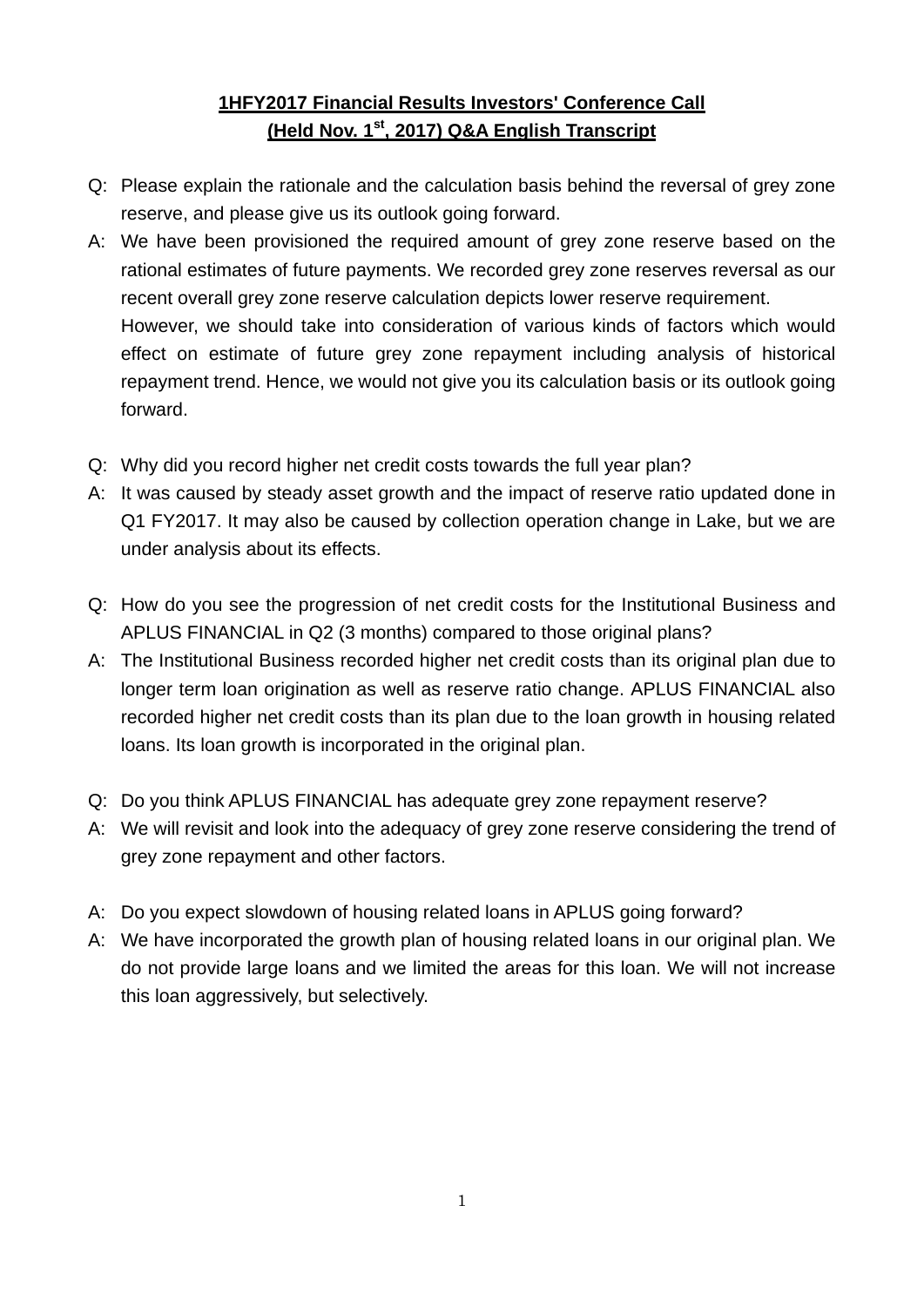**1HFY2017 Financial Results Investors' Conference Call**
**(Held Nov. 1st, 2017) Q&A English Transcript**

Q: Please explain the rationale and the calculation basis behind the reversal of grey zone reserve, and please give us its outlook going forward.

A: We have been provisioned the required amount of grey zone reserve based on the rational estimates of future payments. We recorded grey zone reserves reversal as our recent overall grey zone reserve calculation depicts lower reserve requirement.
However, we should take into consideration of various kinds of factors which would effect on estimate of future grey zone repayment including analysis of historical repayment trend. Hence, we would not give you its calculation basis or its outlook going forward.

Q: Why did you record higher net credit costs towards the full year plan?

A: It was caused by steady asset growth and the impact of reserve ratio updated done in Q1 FY2017. It may also be caused by collection operation change in Lake, but we are under analysis about its effects.

Q: How do you see the progression of net credit costs for the Institutional Business and APLUS FINANCIAL in Q2 (3 months) compared to those original plans?

A: The Institutional Business recorded higher net credit costs than its original plan due to longer term loan origination as well as reserve ratio change. APLUS FINANCIAL also recorded higher net credit costs than its plan due to the loan growth in housing related loans. Its loan growth is incorporated in the original plan.

Q: Do you think APLUS FINANCIAL has adequate grey zone repayment reserve?

A: We will revisit and look into the adequacy of grey zone reserve considering the trend of grey zone repayment and other factors.

A: Do you expect slowdown of housing related loans in APLUS going forward?

A: We have incorporated the growth plan of housing related loans in our original plan. We do not provide large loans and we limited the areas for this loan. We will not increase this loan aggressively, but selectively.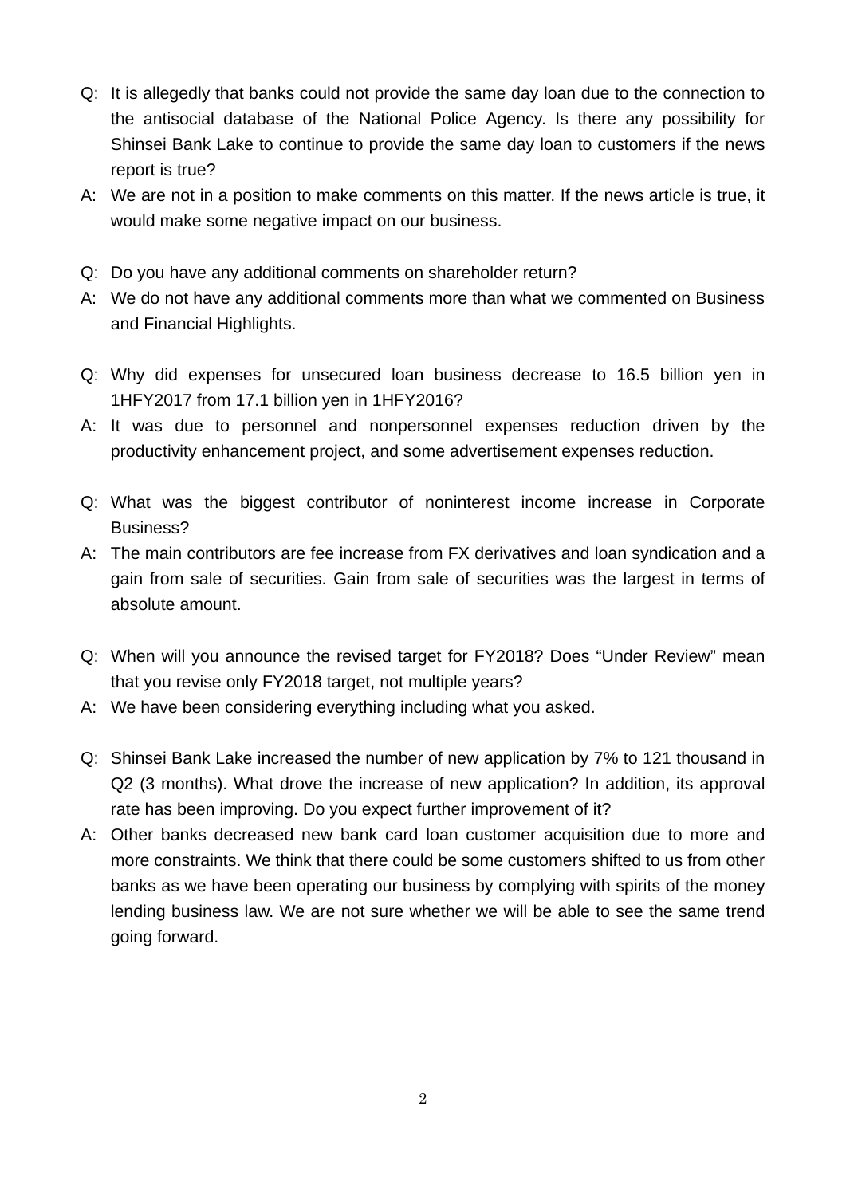Q: It is allegedly that banks could not provide the same day loan due to the connection to the antisocial database of the National Police Agency. Is there any possibility for Shinsei Bank Lake to continue to provide the same day loan to customers if the news report is true?

A: We are not in a position to make comments on this matter. If the news article is true, it would make some negative impact on our business.

Q: Do you have any additional comments on shareholder return?

A: We do not have any additional comments more than what we commented on Business and Financial Highlights.

Q: Why did expenses for unsecured loan business decrease to 16.5 billion yen in 1HFY2017 from 17.1 billion yen in 1HFY2016?

A: It was due to personnel and nonpersonnel expenses reduction driven by the productivity enhancement project, and some advertisement expenses reduction.

Q: What was the biggest contributor of noninterest income increase in Corporate Business?

A: The main contributors are fee increase from FX derivatives and loan syndication and a gain from sale of securities. Gain from sale of securities was the largest in terms of absolute amount.

Q: When will you announce the revised target for FY2018? Does "Under Review" mean that you revise only FY2018 target, not multiple years?

A: We have been considering everything including what you asked.

Q: Shinsei Bank Lake increased the number of new application by 7% to 121 thousand in Q2 (3 months). What drove the increase of new application? In addition, its approval rate has been improving. Do you expect further improvement of it?

A: Other banks decreased new bank card loan customer acquisition due to more and more constraints. We think that there could be some customers shifted to us from other banks as we have been operating our business by complying with spirits of the money lending business law. We are not sure whether we will be able to see the same trend going forward.